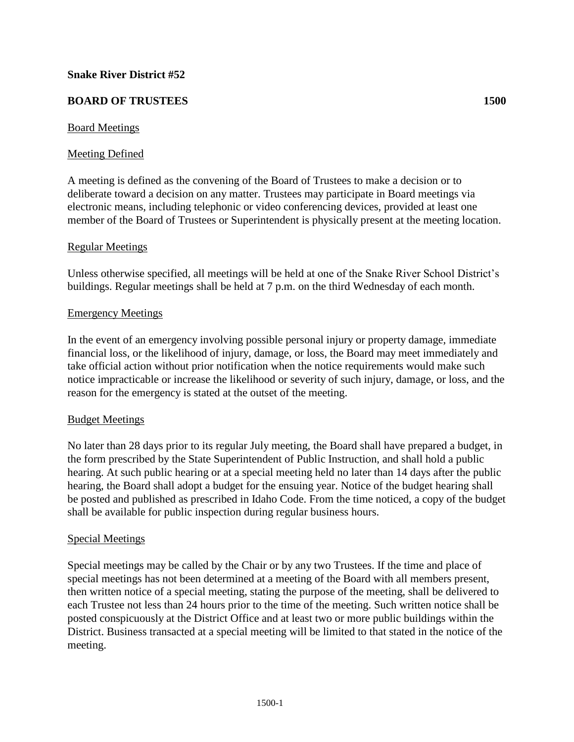**Snake River District #52**

**BOARD OF TRUSTEES 1500**

Board Meetings

Meeting Defined

A meeting is defined as the convening of the Board of Trustees to make a decision or to deliberate toward a decision on any matter. Trustees may participate in Board meetings via electronic means, including telephonic or video conferencing devices, provided at least one member of the Board of Trustees or Superintendent is physically present at the meeting location.

Regular Meetings

Unless otherwise specified, all meetings will be held at one of the Snake River School District's buildings. Regular meetings shall be held at 7 p.m. on the third Wednesday of each month.

Emergency Meetings

In the event of an emergency involving possible personal injury or property damage, immediate financial loss, or the likelihood of injury, damage, or loss, the Board may meet immediately and take official action without prior notification when the notice requirements would make such notice impracticable or increase the likelihood or severity of such injury, damage, or loss, and the reason for the emergency is stated at the outset of the meeting.

Budget Meetings

No later than 28 days prior to its regular July meeting, the Board shall have prepared a budget, in the form prescribed by the State Superintendent of Public Instruction, and shall hold a public hearing. At such public hearing or at a special meeting held no later than 14 days after the public hearing, the Board shall adopt a budget for the ensuing year. Notice of the budget hearing shall be posted and published as prescribed in Idaho Code. From the time noticed, a copy of the budget shall be available for public inspection during regular business hours.

Special Meetings

Special meetings may be called by the Chair or by any two Trustees. If the time and place of special meetings has not been determined at a meeting of the Board with all members present, then written notice of a special meeting, stating the purpose of the meeting, shall be delivered to each Trustee not less than 24 hours prior to the time of the meeting. Such written notice shall be posted conspicuously at the District Office and at least two or more public buildings within the District. Business transacted at a special meeting will be limited to that stated in the notice of the meeting.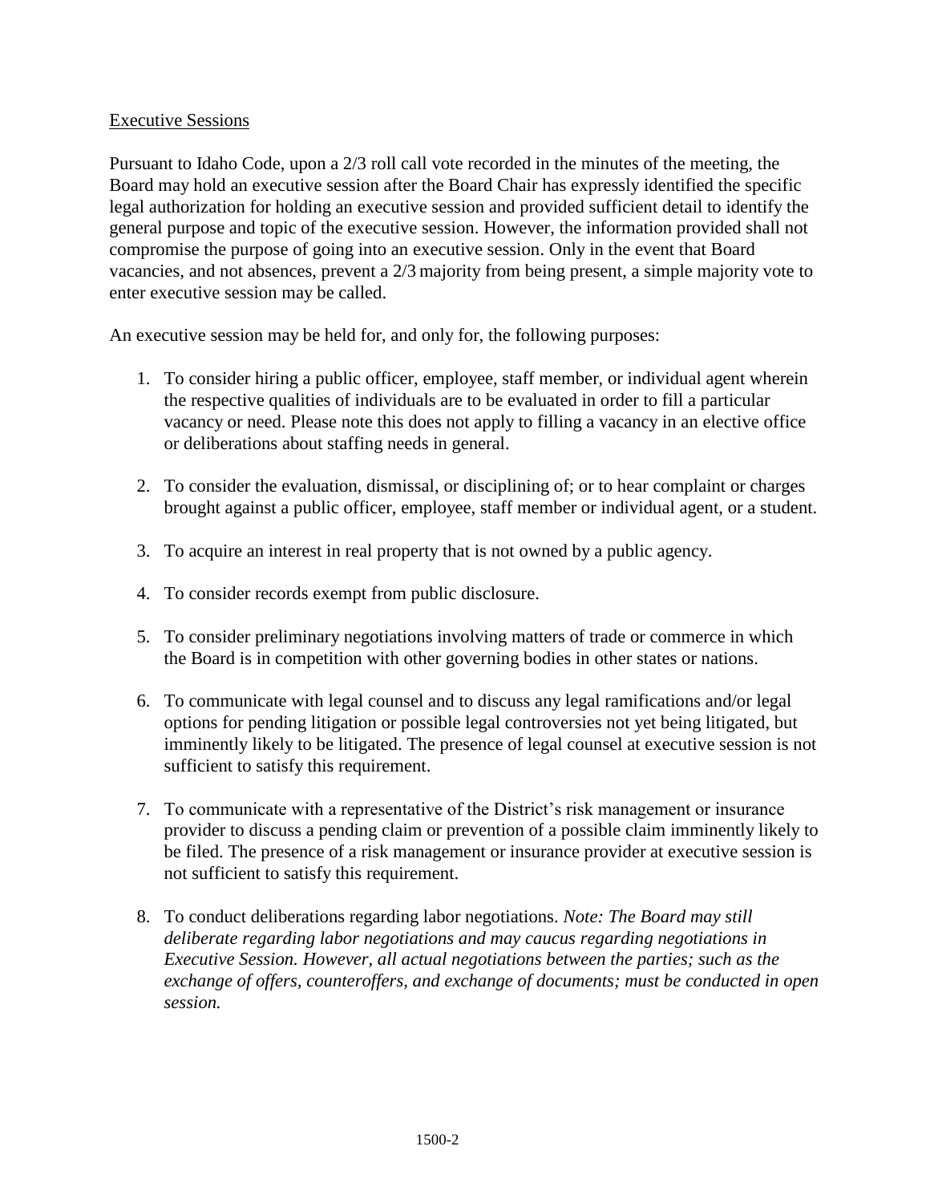Executive Sessions

Pursuant to Idaho Code, upon a 2/3 roll call vote recorded in the minutes of the meeting, the Board may hold an executive session after the Board Chair has expressly identified the specific legal authorization for holding an executive session and provided sufficient detail to identify the general purpose and topic of the executive session. However, the information provided shall not compromise the purpose of going into an executive session. Only in the event that Board vacancies, and not absences, prevent a 2/3 majority from being present, a simple majority vote to enter executive session may be called.

An executive session may be held for, and only for, the following purposes:

1. To consider hiring a public officer, employee, staff member, or individual agent wherein the respective qualities of individuals are to be evaluated in order to fill a particular vacancy or need. Please note this does not apply to filling a vacancy in an elective office or deliberations about staffing needs in general.

2. To consider the evaluation, dismissal, or disciplining of; or to hear complaint or charges brought against a public officer, employee, staff member or individual agent, or a student.

3. To acquire an interest in real property that is not owned by a public agency.

4. To consider records exempt from public disclosure.

5. To consider preliminary negotiations involving matters of trade or commerce in which the Board is in competition with other governing bodies in other states or nations.

6. To communicate with legal counsel and to discuss any legal ramifications and/or legal options for pending litigation or possible legal controversies not yet being litigated, but imminently likely to be litigated. The presence of legal counsel at executive session is not sufficient to satisfy this requirement.

7. To communicate with a representative of the District's risk management or insurance provider to discuss a pending claim or prevention of a possible claim imminently likely to be filed. The presence of a risk management or insurance provider at executive session is not sufficient to satisfy this requirement.

8. To conduct deliberations regarding labor negotiations. *Note: The Board may still deliberate regarding labor negotiations and may caucus regarding negotiations in Executive Session. However, all actual negotiations between the parties; such as the exchange of offers, counteroffers, and exchange of documents; must be conducted in open session.*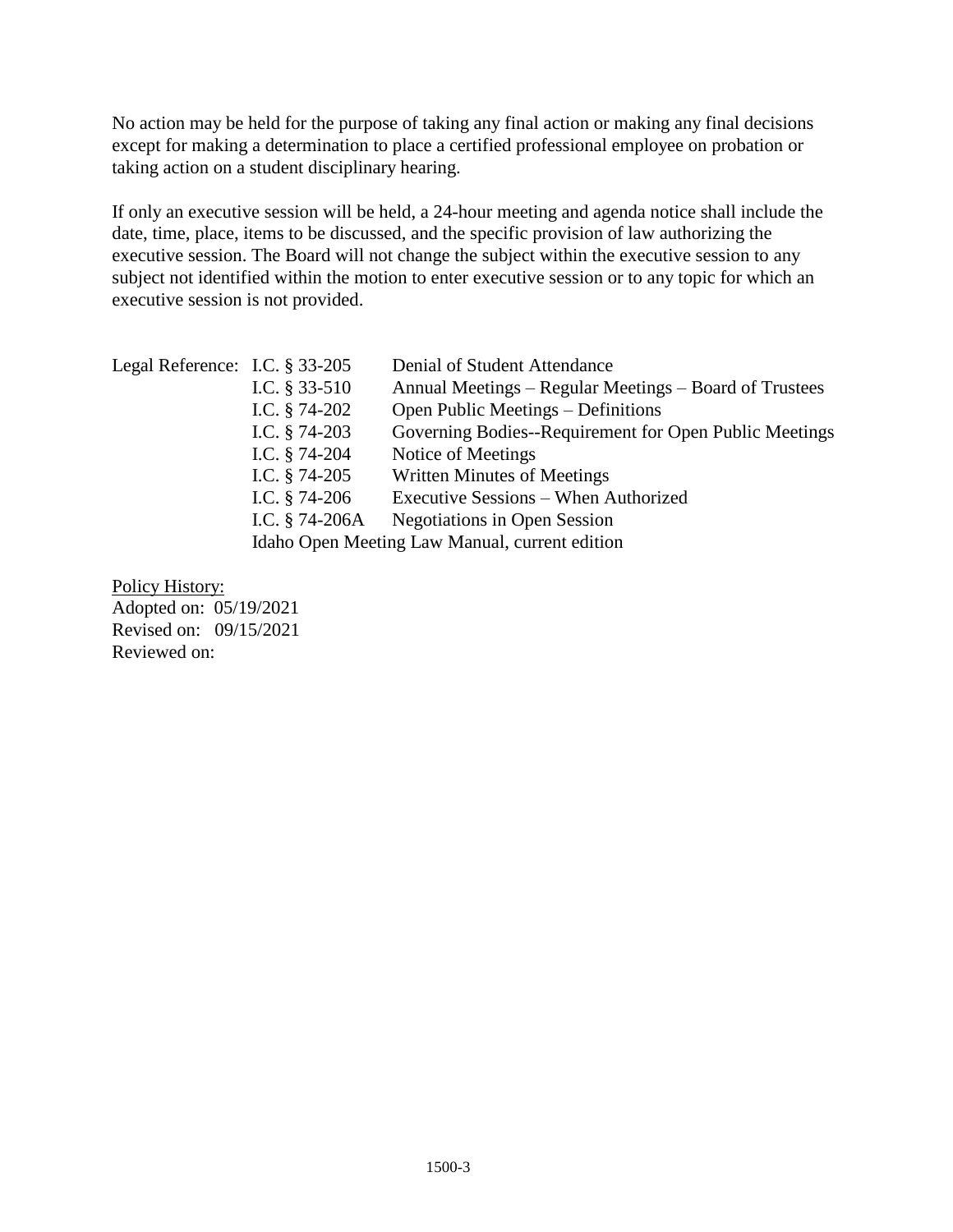No action may be held for the purpose of taking any final action or making any final decisions except for making a determination to place a certified professional employee on probation or taking action on a student disciplinary hearing.

If only an executive session will be held, a 24-hour meeting and agenda notice shall include the date, time, place, items to be discussed, and the specific provision of law authorizing the executive session. The Board will not change the subject within the executive session to any subject not identified within the motion to enter executive session or to any topic for which an executive session is not provided.

| | | |
|---|---|---|
| Legal Reference: | I.C. § 33-205 | Denial of Student Attendance |
| | I.C. § 33-510 | Annual Meetings – Regular Meetings – Board of Trustees |
| | I.C. § 74-202 | Open Public Meetings – Definitions |
| | I.C. § 74-203 | Governing Bodies--Requirement for Open Public Meetings |
| | I.C. § 74-204 | Notice of Meetings |
| | I.C. § 74-205 | Written Minutes of Meetings |
| | I.C. § 74-206 | Executive Sessions – When Authorized |
| | I.C. § 74-206A | Negotiations in Open Session |
| | Idaho Open Meeting Law Manual, current edition | |

Policy History:
Adopted on: 05/19/2021
Revised on: 09/15/2021
Reviewed on: